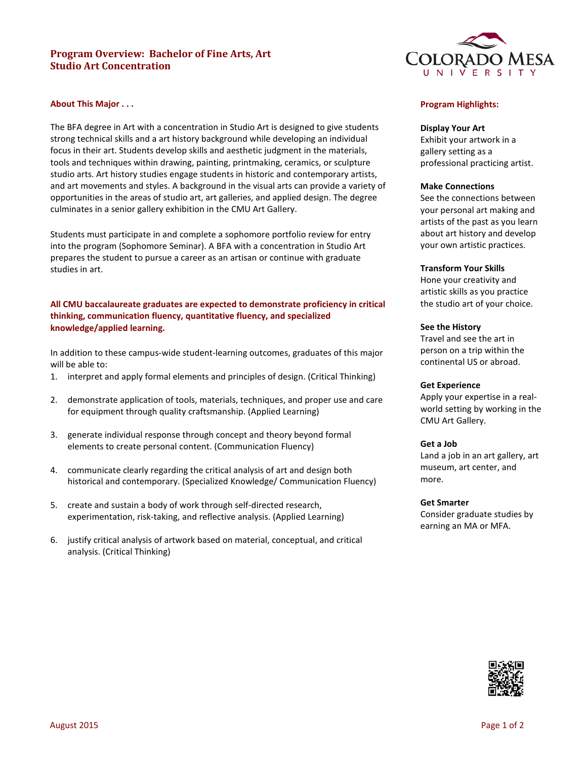# Program Overview: Bachelor of Fine Arts, Art
## Studio Art Concentration

Colorado Mesa University

### About This Major . . .

The BFA degree in Art with a concentration in Studio Art is designed to give students strong technical skills and a art history background while developing an individual focus in their art. Students develop skills and aesthetic judgment in the materials, tools and techniques within drawing, painting, printmaking, ceramics, or sculpture studio arts. Art history studies engage students in historic and contemporary artists, and art movements and styles. A background in the visual arts can provide a variety of opportunities in the areas of studio art, art galleries, and applied design. The degree culminates in a senior gallery exhibition in the CMU Art Gallery.

Students must participate in and complete a sophomore portfolio review for entry into the program (Sophomore Seminar). A BFA with a concentration in Studio Art prepares the student to pursue a career as an artisan or continue with graduate studies in art.

**All CMU baccalaureate graduates are expected to demonstrate proficiency in critical thinking, communication fluency, quantitative fluency, and specialized knowledge/applied learning.**

In addition to these campus-wide student-learning outcomes, graduates of this major will be able to:

1. interpret and apply formal elements and principles of design. (Critical Thinking)
2. demonstrate application of tools, materials, techniques, and proper use and care for equipment through quality craftsmanship. (Applied Learning)
3. generate individual response through concept and theory beyond formal elements to create personal content. (Communication Fluency)
4. communicate clearly regarding the critical analysis of art and design both historical and contemporary. (Specialized Knowledge/ Communication Fluency)
5. create and sustain a body of work through self-directed research, experimentation, risk-taking, and reflective analysis. (Applied Learning)
6. justify critical analysis of artwork based on material, conceptual, and critical analysis. (Critical Thinking)

### Program Highlights:

**Display Your Art**
Exhibit your artwork in a gallery setting as a professional practicing artist.

**Make Connections**
See the connections between your personal art making and artists of the past as you learn about art history and develop your own artistic practices.

**Transform Your Skills**
Hone your creativity and artistic skills as you practice the studio art of your choice.

**See the History**
Travel and see the art in person on a trip within the continental US or abroad.

**Get Experience**
Apply your expertise in a real-world setting by working in the CMU Art Gallery.

**Get a Job**
Land a job in an art gallery, art museum, art center, and more.

**Get Smarter**
Consider graduate studies by earning an MA or MFA.

August 2015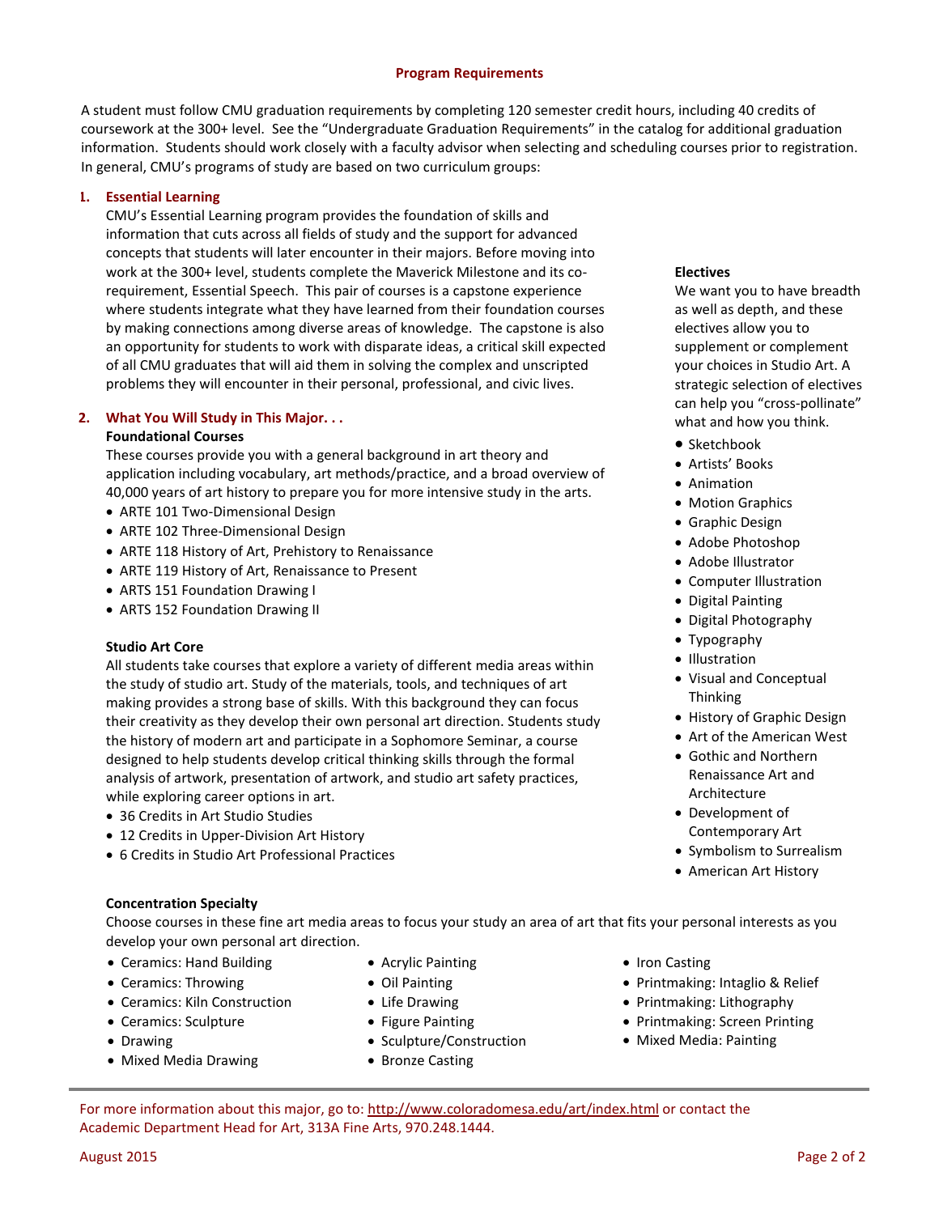## Program Requirements

A student must follow CMU graduation requirements by completing 120 semester credit hours, including 40 credits of coursework at the 300+ level. See the "Undergraduate Graduation Requirements" in the catalog for additional graduation information. Students should work closely with a faculty advisor when selecting and scheduling courses prior to registration. In general, CMU's programs of study are based on two curriculum groups:

### 1. Essential Learning

CMU's Essential Learning program provides the foundation of skills and information that cuts across all fields of study and the support for advanced concepts that students will later encounter in their majors. Before moving into work at the 300+ level, students complete the Maverick Milestone and its co-requirement, Essential Speech. This pair of courses is a capstone experience where students integrate what they have learned from their foundation courses by making connections among diverse areas of knowledge. The capstone is also an opportunity for students to work with disparate ideas, a critical skill expected of all CMU graduates that will aid them in solving the complex and unscripted problems they will encounter in their personal, professional, and civic lives.

### 2. What You Will Study in This Major. . .

**Foundational Courses**

These courses provide you with a general background in art theory and application including vocabulary, art methods/practice, and a broad overview of 40,000 years of art history to prepare you for more intensive study in the arts.

- ARTE 101 Two-Dimensional Design
- ARTE 102 Three-Dimensional Design
- ARTE 118 History of Art, Prehistory to Renaissance
- ARTE 119 History of Art, Renaissance to Present
- ARTS 151 Foundation Drawing I
- ARTS 152 Foundation Drawing II

**Studio Art Core**

All students take courses that explore a variety of different media areas within the study of studio art. Study of the materials, tools, and techniques of art making provides a strong base of skills. With this background they can focus their creativity as they develop their own personal art direction. Students study the history of modern art and participate in a Sophomore Seminar, a course designed to help students develop critical thinking skills through the formal analysis of artwork, presentation of artwork, and studio art safety practices, while exploring career options in art.

- 36 Credits in Art Studio Studies
- 12 Credits in Upper-Division Art History
- 6 Credits in Studio Art Professional Practices

**Electives**

We want you to have breadth as well as depth, and these electives allow you to supplement or complement your choices in Studio Art. A strategic selection of electives can help you "cross-pollinate" what and how you think.

- Sketchbook
- Artists' Books
- Animation
- Motion Graphics
- Graphic Design
- Adobe Photoshop
- Adobe Illustrator
- Computer Illustration
- Digital Painting
- Digital Photography
- Typography
- Illustration
- Visual and Conceptual Thinking
- History of Graphic Design
- Art of the American West
- Gothic and Northern Renaissance Art and Architecture
- Development of Contemporary Art
- Symbolism to Surrealism
- American Art History

**Concentration Specialty**

Choose courses in these fine art media areas to focus your study an area of art that fits your personal interests as you develop your own personal art direction.

- Ceramics: Hand Building
- Ceramics: Throwing
- Ceramics: Kiln Construction
- Ceramics: Sculpture
- Drawing
- Mixed Media Drawing
- Acrylic Painting
- Oil Painting
- Life Drawing
- Figure Painting
- Sculpture/Construction
- Bronze Casting
- Iron Casting
- Printmaking: Intaglio & Relief
- Printmaking: Lithography
- Printmaking: Screen Printing
- Mixed Media: Painting

For more information about this major, go to: http://www.coloradomesa.edu/art/index.html or contact the Academic Department Head for Art, 313A Fine Arts, 970.248.1444.

August 2015